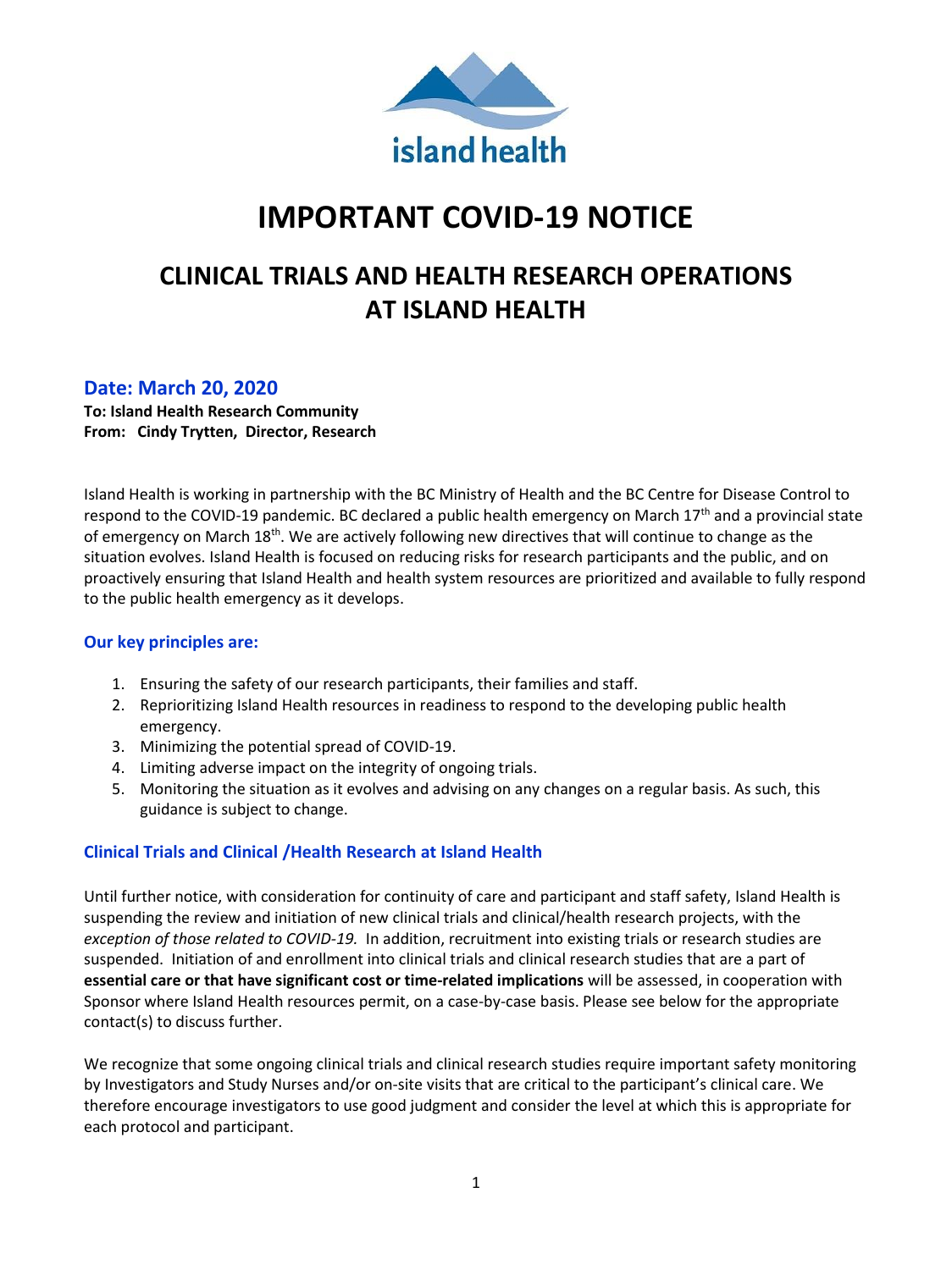island health

# IMPORTANT COVID-19 NOTICE

## CLINICAL TRIALS AND HEALTH RESEARCH OPERATIONS AT ISLAND HEALTH

### Date: March 20, 2020

**To: Island Health Research Community**
**From: Cindy Trytten, Director, Research**

Island Health is working in partnership with the BC Ministry of Health and the BC Centre for Disease Control to respond to the COVID-19 pandemic. BC declared a public health emergency on March 17th and a provincial state of emergency on March 18th. We are actively following new directives that will continue to change as the situation evolves. Island Health is focused on reducing risks for research participants and the public, and on proactively ensuring that Island Health and health system resources are prioritized and available to fully respond to the public health emergency as it develops.

### Our key principles are:

1. Ensuring the safety of our research participants, their families and staff.
2. Reprioritizing Island Health resources in readiness to respond to the developing public health emergency.
3. Minimizing the potential spread of COVID-19.
4. Limiting adverse impact on the integrity of ongoing trials.
5. Monitoring the situation as it evolves and advising on any changes on a regular basis. As such, this guidance is subject to change.

### Clinical Trials and Clinical /Health Research at Island Health

Until further notice, with consideration for continuity of care and participant and staff safety, Island Health is suspending the review and initiation of new clinical trials and clinical/health research projects, with the *exception of those related to COVID-19.* In addition, recruitment into existing trials or research studies are suspended. Initiation of and enrollment into clinical trials and clinical research studies that are a part of **essential care or that have significant cost or time-related implications** will be assessed, in cooperation with Sponsor where Island Health resources permit, on a case-by-case basis. Please see below for the appropriate contact(s) to discuss further.

We recognize that some ongoing clinical trials and clinical research studies require important safety monitoring by Investigators and Study Nurses and/or on-site visits that are critical to the participant's clinical care. We therefore encourage investigators to use good judgment and consider the level at which this is appropriate for each protocol and participant.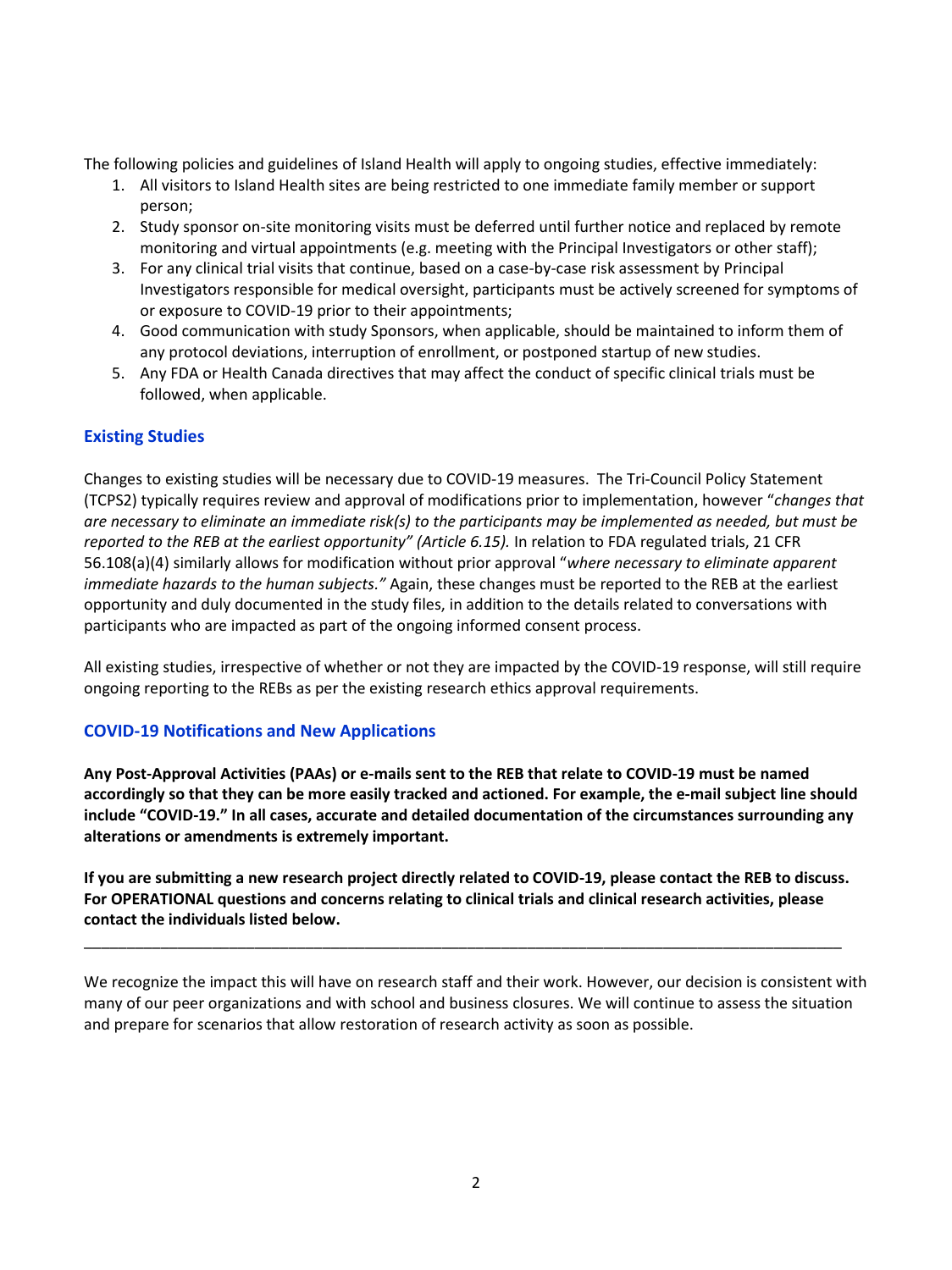The following policies and guidelines of Island Health will apply to ongoing studies, effective immediately:

1. All visitors to Island Health sites are being restricted to one immediate family member or support person;
2. Study sponsor on-site monitoring visits must be deferred until further notice and replaced by remote monitoring and virtual appointments (e.g. meeting with the Principal Investigators or other staff);
3. For any clinical trial visits that continue, based on a case-by-case risk assessment by Principal Investigators responsible for medical oversight, participants must be actively screened for symptoms of or exposure to COVID-19 prior to their appointments;
4. Good communication with study Sponsors, when applicable, should be maintained to inform them of any protocol deviations, interruption of enrollment, or postponed startup of new studies.
5. Any FDA or Health Canada directives that may affect the conduct of specific clinical trials must be followed, when applicable.

## Existing Studies

Changes to existing studies will be necessary due to COVID-19 measures. The Tri-Council Policy Statement (TCPS2) typically requires review and approval of modifications prior to implementation, however "*changes that are necessary to eliminate an immediate risk(s) to the participants may be implemented as needed, but must be reported to the REB at the earliest opportunity" (Article 6.15).* In relation to FDA regulated trials, 21 CFR 56.108(a)(4) similarly allows for modification without prior approval "*where necessary to eliminate apparent immediate hazards to the human subjects."* Again, these changes must be reported to the REB at the earliest opportunity and duly documented in the study files, in addition to the details related to conversations with participants who are impacted as part of the ongoing informed consent process.

All existing studies, irrespective of whether or not they are impacted by the COVID-19 response, will still require ongoing reporting to the REBs as per the existing research ethics approval requirements.

## COVID-19 Notifications and New Applications

**Any Post-Approval Activities (PAAs) or e-mails sent to the REB that relate to COVID-19 must be named accordingly so that they can be more easily tracked and actioned. For example, the e-mail subject line should include "COVID-19." In all cases, accurate and detailed documentation of the circumstances surrounding any alterations or amendments is extremely important.**

**If you are submitting a new research project directly related to COVID-19, please contact the REB to discuss. For OPERATIONAL questions and concerns relating to clinical trials and clinical research activities, please contact the individuals listed below.**

---

We recognize the impact this will have on research staff and their work. However, our decision is consistent with many of our peer organizations and with school and business closures. We will continue to assess the situation and prepare for scenarios that allow restoration of research activity as soon as possible.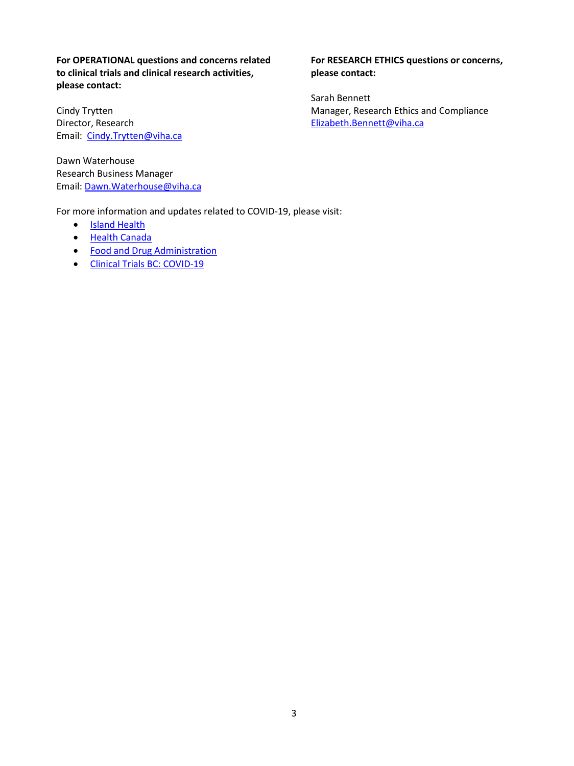**For OPERATIONAL questions and concerns related to clinical trials and clinical research activities, please contact:**

Cindy Trytten
Director, Research
Email: Cindy.Trytten@viha.ca

Dawn Waterhouse
Research Business Manager
Email: Dawn.Waterhouse@viha.ca

**For RESEARCH ETHICS questions or concerns, please contact:**

Sarah Bennett
Manager, Research Ethics and Compliance
Elizabeth.Bennett@viha.ca

For more information and updates related to COVID-19, please visit:

- Island Health
- Health Canada
- Food and Drug Administration
- Clinical Trials BC: COVID-19